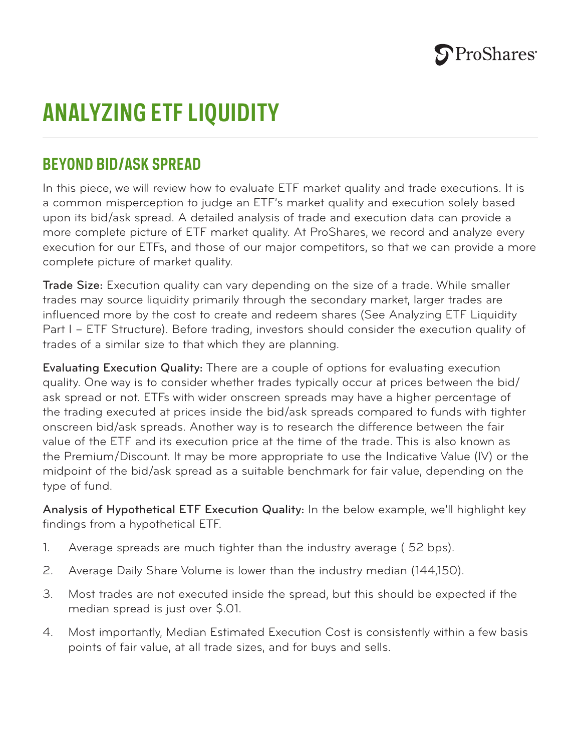# ANALYZING ETF LIQUIDITY

## BEYOND BID/ASK SPREAD

In this piece, we will review how to evaluate ETF market quality and trade executions. It is a common misperception to judge an ETF's market quality and execution solely based upon its bid/ask spread. A detailed analysis of trade and execution data can provide a more complete picture of ETF market quality. At ProShares, we record and analyze every execution for our ETFs, and those of our major competitors, so that we can provide a more complete picture of market quality.

**Trade Size:** Execution quality can vary depending on the size of a trade. While smaller trades may source liquidity primarily through the secondary market, larger trades are influenced more by the cost to create and redeem shares (See Analyzing ETF Liquidity Part I – ETF Structure). Before trading, investors should consider the execution quality of trades of a similar size to that which they are planning.

**Evaluating Execution Quality:** There are a couple of options for evaluating execution quality. One way is to consider whether trades typically occur at prices between the bid/ask spread or not. ETFs with wider onscreen spreads may have a higher percentage of the trading executed at prices inside the bid/ask spreads compared to funds with tighter onscreen bid/ask spreads. Another way is to research the difference between the fair value of the ETF and its execution price at the time of the trade. This is also known as the Premium/Discount. It may be more appropriate to use the Indicative Value (IV) or the midpoint of the bid/ask spread as a suitable benchmark for fair value, depending on the type of fund.

**Analysis of Hypothetical ETF Execution Quality:** In the below example, we'll highlight key findings from a hypothetical ETF.

1. Average spreads are much tighter than the industry average ( 52 bps).
2. Average Daily Share Volume is lower than the industry median (144,150).
3. Most trades are not executed inside the spread, but this should be expected if the median spread is just over $.01.
4. Most importantly, Median Estimated Execution Cost is consistently within a few basis points of fair value, at all trade sizes, and for buys and sells.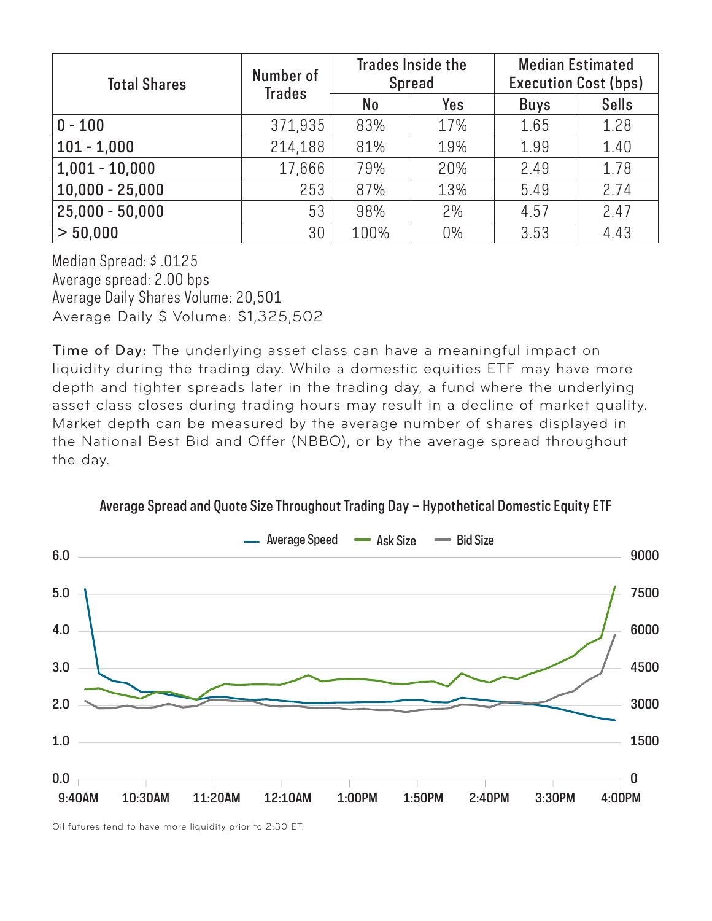| Total Shares | Number of Trades | Trades Inside the Spread | | Median Estimated Execution Cost (bps) | |
|---|---|---|---|---|---|
| | | No | Yes | Buys | Sells |
| 0 - 100 | 371,935 | 83% | 17% | 1.65 | 1.28 |
| 101 - 1,000 | 214,188 | 81% | 19% | 1.99 | 1.40 |
| 1,001 - 10,000 | 17,666 | 79% | 20% | 2.49 | 1.78 |
| 10,000 - 25,000 | 253 | 87% | 13% | 5.49 | 2.74 |
| 25,000 - 50,000 | 53 | 98% | 2% | 4.57 | 2.47 |
| > 50,000 | 30 | 100% | 0% | 3.53 | 4.43 |

Median Spread: $ .0125
Average spread: 2.00 bps
Average Daily Shares Volume: 20,501
Average Daily $ Volume: $1,325,502

**Time of Day:** The underlying asset class can have a meaningful impact on liquidity during the trading day. While a domestic equities ETF may have more depth and tighter spreads later in the trading day, a fund where the underlying asset class closes during trading hours may result in a decline of market quality. Market depth can be measured by the average number of shares displayed in the National Best Bid and Offer (NBBO), or by the average spread throughout the day.

Average Spread and Quote Size Throughout Trading Day – Hypothetical Domestic Equity ETF

Average Speed | Ask Size | Bid Size

Oil futures tend to have more liquidity prior to 2:30 ET.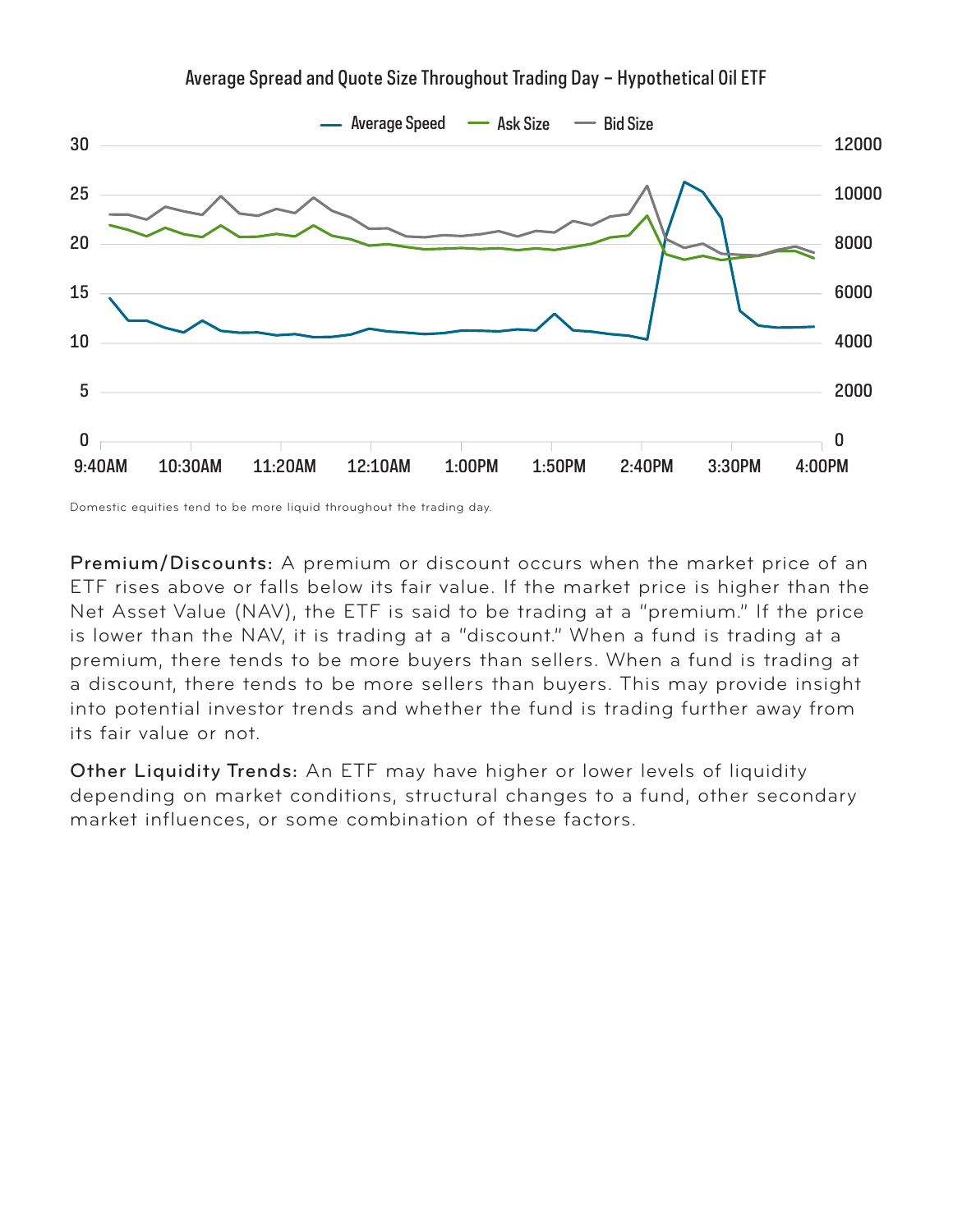Average Spread and Quote Size Throughout Trading Day – Hypothetical Oil ETF

Domestic equities tend to be more liquid throughout the trading day.

**Premium/Discounts:** A premium or discount occurs when the market price of an ETF rises above or falls below its fair value. If the market price is higher than the Net Asset Value (NAV), the ETF is said to be trading at a "premium." If the price is lower than the NAV, it is trading at a "discount." When a fund is trading at a premium, there tends to be more buyers than sellers. When a fund is trading at a discount, there tends to be more sellers than buyers. This may provide insight into potential investor trends and whether the fund is trading further away from its fair value or not.

**Other Liquidity Trends:** An ETF may have higher or lower levels of liquidity depending on market conditions, structural changes to a fund, other secondary market influences, or some combination of these factors.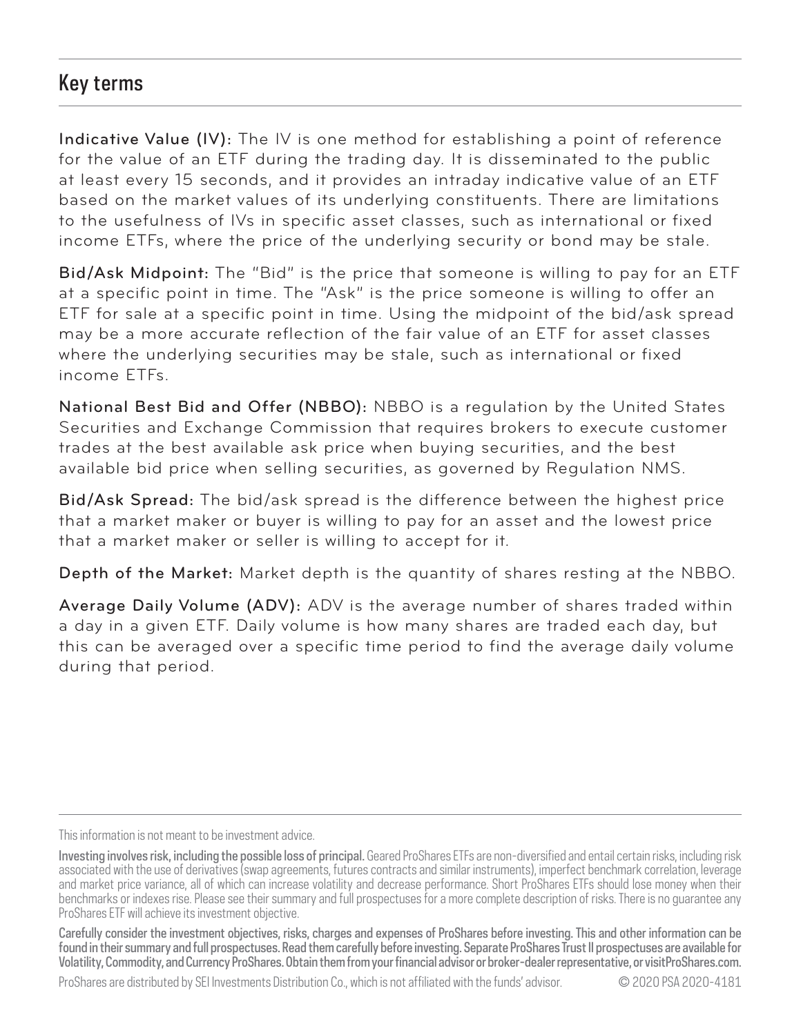## Key terms

**Indicative Value (IV):** The IV is one method for establishing a point of reference for the value of an ETF during the trading day. It is disseminated to the public at least every 15 seconds, and it provides an intraday indicative value of an ETF based on the market values of its underlying constituents. There are limitations to the usefulness of IVs in specific asset classes, such as international or fixed income ETFs, where the price of the underlying security or bond may be stale.

**Bid/Ask Midpoint:** The "Bid" is the price that someone is willing to pay for an ETF at a specific point in time. The "Ask" is the price someone is willing to offer an ETF for sale at a specific point in time. Using the midpoint of the bid/ask spread may be a more accurate reflection of the fair value of an ETF for asset classes where the underlying securities may be stale, such as international or fixed income ETFs.

**National Best Bid and Offer (NBBO):** NBBO is a regulation by the United States Securities and Exchange Commission that requires brokers to execute customer trades at the best available ask price when buying securities, and the best available bid price when selling securities, as governed by Regulation NMS.

**Bid/Ask Spread:** The bid/ask spread is the difference between the highest price that a market maker or buyer is willing to pay for an asset and the lowest price that a market maker or seller is willing to accept for it.

**Depth of the Market:** Market depth is the quantity of shares resting at the NBBO.

**Average Daily Volume (ADV):** ADV is the average number of shares traded within a day in a given ETF. Daily volume is how many shares are traded each day, but this can be averaged over a specific time period to find the average daily volume during that period.

---

This information is not meant to be investment advice.

**Investing involves risk, including the possible loss of principal.** Geared ProShares ETFs are non-diversified and entail certain risks, including risk associated with the use of derivatives (swap agreements, futures contracts and similar instruments), imperfect benchmark correlation, leverage and market price variance, all of which can increase volatility and decrease performance. Short ProShares ETFs should lose money when their benchmarks or indexes rise. Please see their summary and full prospectuses for a more complete description of risks. There is no guarantee any ProShares ETF will achieve its investment objective.

**Carefully consider the investment objectives, risks, charges and expenses of ProShares before investing. This and other information can be found in their summary and full prospectuses. Read them carefully before investing. Separate ProShares Trust II prospectuses are available for Volatility, Commodity, and Currency ProShares. Obtain them from your financial advisor or broker-dealer representative, or visitProShares.com.**

ProShares are distributed by SEI Investments Distribution Co., which is not affiliated with the funds' advisor. © 2020 PSA 2020-4181